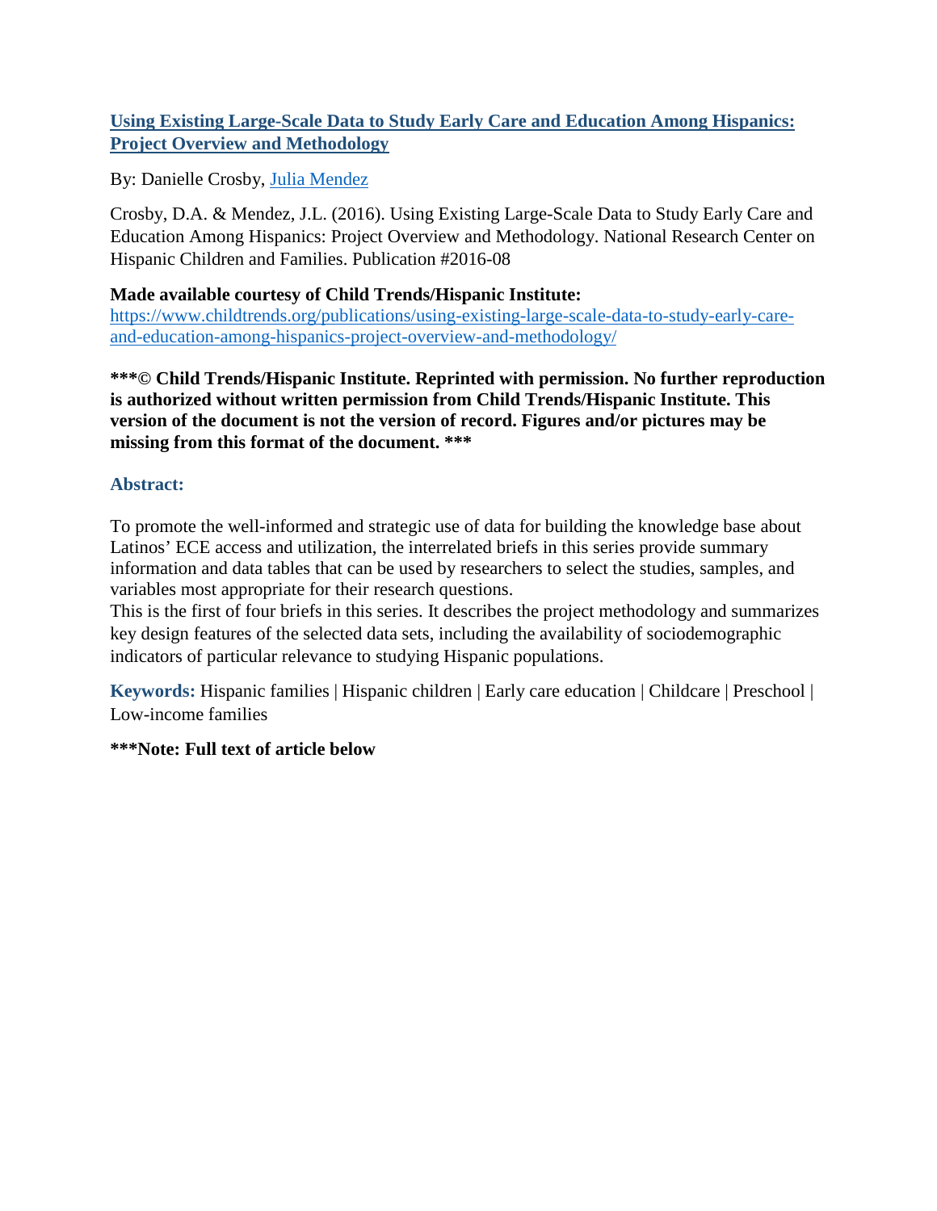# [Using Existing Large-Scale Data to Study Early Care and Education Among Hispanics: Project Overview and Methodology]

By: Danielle Crosby, Julia Mendez

Crosby, D.A. & Mendez, J.L. (2016). Using Existing Large-Scale Data to Study Early Care and Education Among Hispanics: Project Overview and Methodology. National Research Center on Hispanic Children and Families. Publication #2016-08

**Made available courtesy of Child Trends/Hispanic Institute:**
https://www.childtrends.org/publications/using-existing-large-scale-data-to-study-early-care-and-education-among-hispanics-project-overview-and-methodology/

**\*\*\*© Child Trends/Hispanic Institute. Reprinted with permission. No further reproduction is authorized without written permission from Child Trends/Hispanic Institute. This version of the document is not the version of record. Figures and/or pictures may be missing from this format of the document. \*\*\***

## Abstract:

To promote the well-informed and strategic use of data for building the knowledge base about Latinos' ECE access and utilization, the interrelated briefs in this series provide summary information and data tables that can be used by researchers to select the studies, samples, and variables most appropriate for their research questions.

This is the first of four briefs in this series. It describes the project methodology and summarizes key design features of the selected data sets, including the availability of sociodemographic indicators of particular relevance to studying Hispanic populations.

**Keywords:** Hispanic families | Hispanic children | Early care education | Childcare | Preschool | Low-income families

**\*\*\*Note: Full text of article below**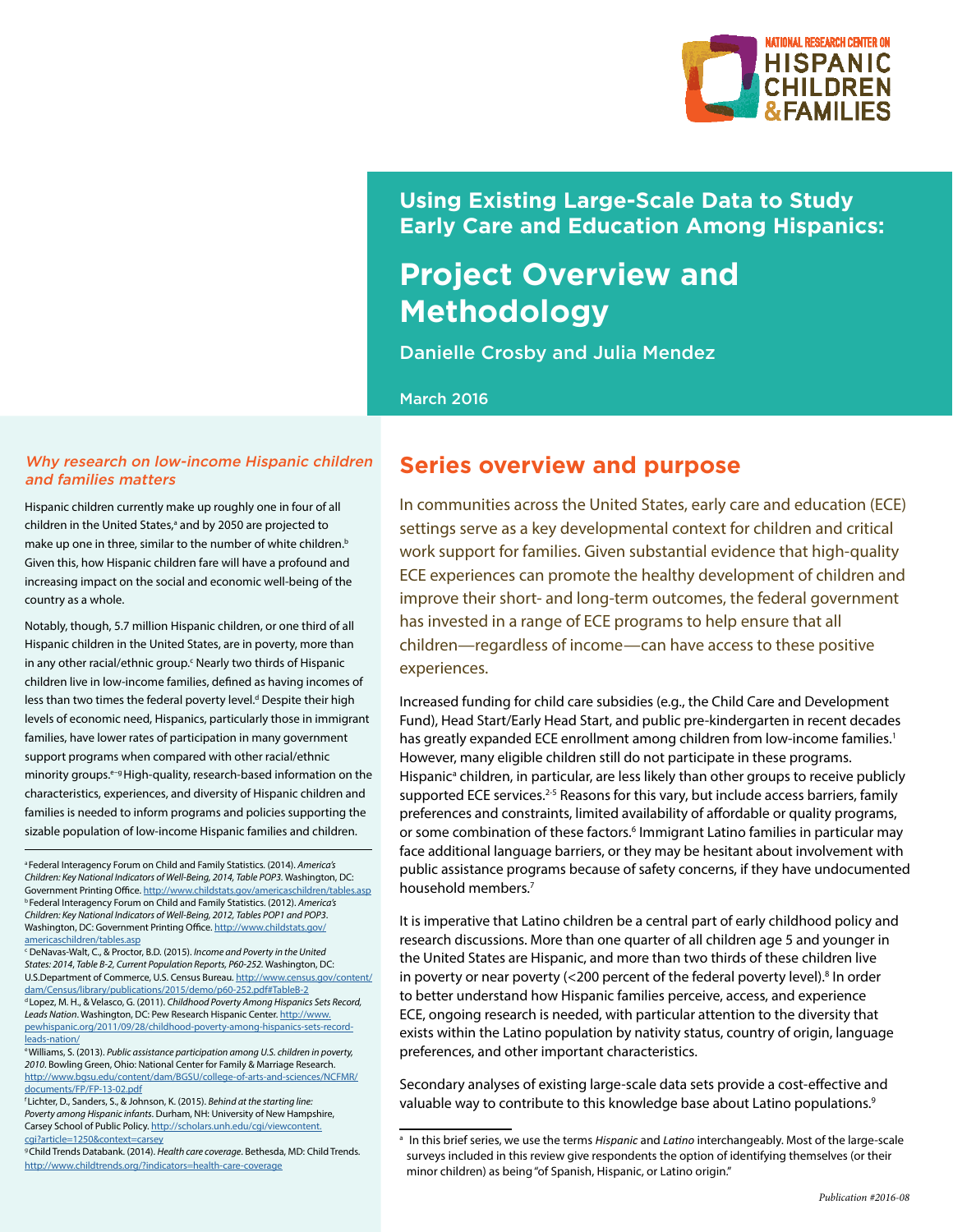NATIONAL RESEARCH CENTER ON HISPANIC CHILDREN & FAMILIES

# Using Existing Large-Scale Data to Study Early Care and Education Among Hispanics:

# Project Overview and Methodology

Danielle Crosby and Julia Mendez

March 2016

## Series overview and purpose

In communities across the United States, early care and education (ECE) settings serve as a key developmental context for children and critical work support for families. Given substantial evidence that high-quality ECE experiences can promote the healthy development of children and improve their short- and long-term outcomes, the federal government has invested in a range of ECE programs to help ensure that all children—regardless of income—can have access to these positive experiences.

Increased funding for child care subsidies (e.g., the Child Care and Development Fund), Head Start/Early Head Start, and public pre-kindergarten in recent decades has greatly expanded ECE enrollment among children from low-income families.[1] However, many eligible children still do not participate in these programs. Hispanic[a] children, in particular, are less likely than other groups to receive publicly supported ECE services.[2-5] Reasons for this vary, but include access barriers, family preferences and constraints, limited availability of affordable or quality programs, or some combination of these factors.[6] Immigrant Latino families in particular may face additional language barriers, or they may be hesitant about involvement with public assistance programs because of safety concerns, if they have undocumented household members.[7]

It is imperative that Latino children be a central part of early childhood policy and research discussions. More than one quarter of all children age 5 and younger in the United States are Hispanic, and more than two thirds of these children live in poverty or near poverty (<200 percent of the federal poverty level).[8] In order to better understand how Hispanic families perceive, access, and experience ECE, ongoing research is needed, with particular attention to the diversity that exists within the Latino population by nativity status, country of origin, language preferences, and other important characteristics.

Secondary analyses of existing large-scale data sets provide a cost-effective and valuable way to contribute to this knowledge base about Latino populations.[9]

[a] In this brief series, we use the terms *Hispanic* and *Latino* interchangeably. Most of the large-scale surveys included in this review give respondents the option of identifying themselves (or their minor children) as being "of Spanish, Hispanic, or Latino origin."

### *Why research on low-income Hispanic children and families matters*

Hispanic children currently make up roughly one in four of all children in the United States,[a] and by 2050 are projected to make up one in three, similar to the number of white children.[b] Given this, how Hispanic children fare will have a profound and increasing impact on the social and economic well-being of the country as a whole.

Notably, though, 5.7 million Hispanic children, or one third of all Hispanic children in the United States, are in poverty, more than in any other racial/ethnic group.[c] Nearly two thirds of Hispanic children live in low-income families, defined as having incomes of less than two times the federal poverty level.[d] Despite their high levels of economic need, Hispanics, particularly those in immigrant families, have lower rates of participation in many government support programs when compared with other racial/ethnic minority groups.[e–g] High-quality, research-based information on the characteristics, experiences, and diversity of Hispanic children and families is needed to inform programs and policies supporting the sizable population of low-income Hispanic families and children.

[a] Federal Interagency Forum on Child and Family Statistics. (2014). *America's Children: Key National Indicators of Well-Being, 2014, Table POP3*. Washington, DC: Government Printing Office. http://www.childstats.gov/americaschildren/tables.asp
[b] Federal Interagency Forum on Child and Family Statistics. (2012). *America's Children: Key National Indicators of Well-Being, 2012, Tables POP1 and POP3*. Washington, DC: Government Printing Office. http://www.childstats.gov/americaschildren/tables.asp
[c] DeNavas-Walt, C., & Proctor, B.D. (2015). *Income and Poverty in the United States: 2014, Table B-2, Current Population Reports, P60-252*. Washington, DC: U.S.Department of Commerce, U.S. Census Bureau. http://www.census.gov/content/dam/Census/library/publications/2015/demo/p60-252.pdf#TableB-2
[d] Lopez, M. H., & Velasco, G. (2011). *Childhood Poverty Among Hispanics Sets Record, Leads Nation*. Washington, DC: Pew Research Hispanic Center. http://www.pewhispanic.org/2011/09/28/childhood-poverty-among-hispanics-sets-record-leads-nation/
[e] Williams, S. (2013). *Public assistance participation among U.S. children in poverty, 2010*. Bowling Green, Ohio: National Center for Family & Marriage Research. http://www.bgsu.edu/content/dam/BGSU/college-of-arts-and-sciences/NCFMR/documents/FP/FP-13-02.pdf
[f] Lichter, D., Sanders, S., & Johnson, K. (2015). *Behind at the starting line: Poverty among Hispanic infants*. Durham, NH: University of New Hampshire, Carsey School of Public Policy. http://scholars.unh.edu/cgi/viewcontent.cgi?article=1250&context=carsey
[g] Child Trends Databank. (2014). *Health care coverage*. Bethesda, MD: Child Trends. http://www.childtrends.org/?indicators=health-care-coverage

Publication #2016-08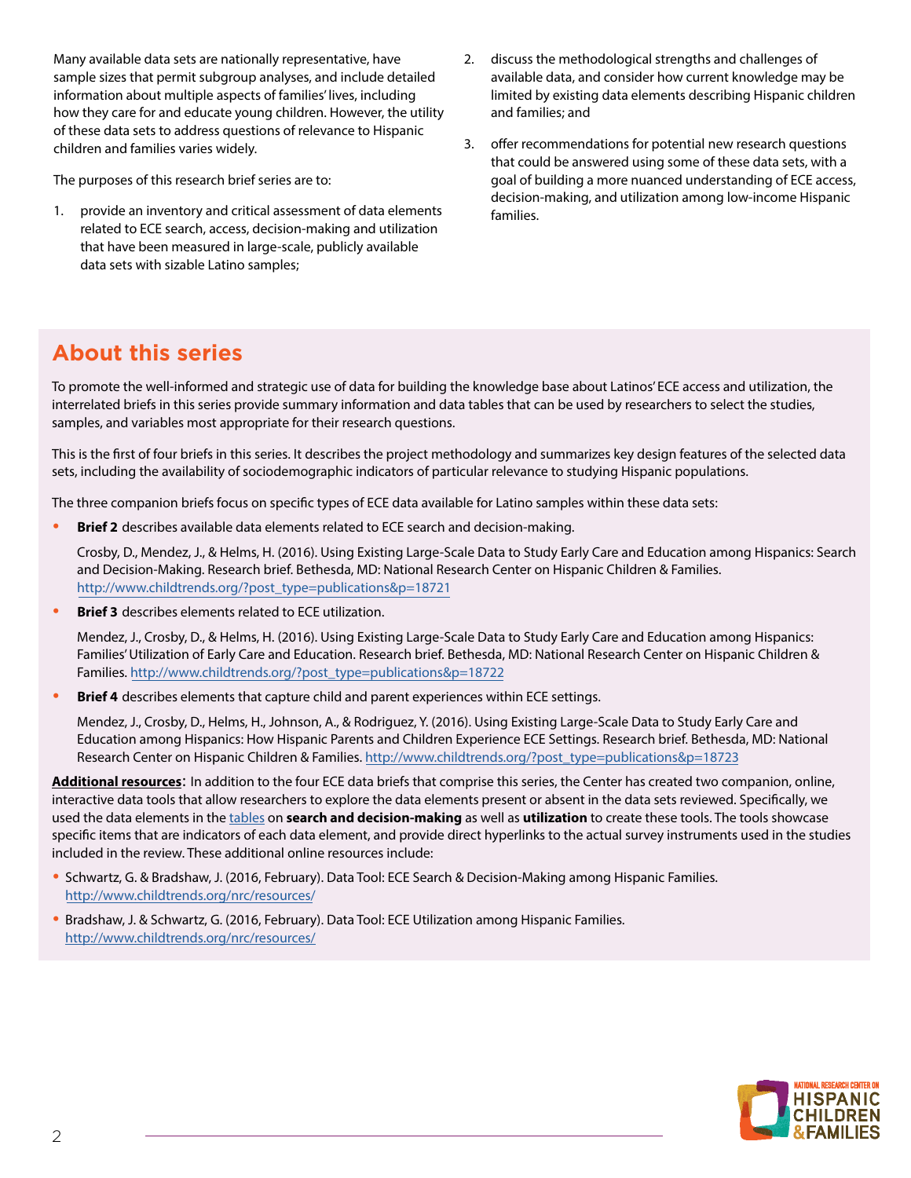Many available data sets are nationally representative, have sample sizes that permit subgroup analyses, and include detailed information about multiple aspects of families' lives, including how they care for and educate young children. However, the utility of these data sets to address questions of relevance to Hispanic children and families varies widely.

The purposes of this research brief series are to:

1. provide an inventory and critical assessment of data elements related to ECE search, access, decision-making and utilization that have been measured in large-scale, publicly available data sets with sizable Latino samples;
2. discuss the methodological strengths and challenges of available data, and consider how current knowledge may be limited by existing data elements describing Hispanic children and families; and
3. offer recommendations for potential new research questions that could be answered using some of these data sets, with a goal of building a more nuanced understanding of ECE access, decision-making, and utilization among low-income Hispanic families.

## About this series

To promote the well-informed and strategic use of data for building the knowledge base about Latinos' ECE access and utilization, the interrelated briefs in this series provide summary information and data tables that can be used by researchers to select the studies, samples, and variables most appropriate for their research questions.

This is the first of four briefs in this series. It describes the project methodology and summarizes key design features of the selected data sets, including the availability of sociodemographic indicators of particular relevance to studying Hispanic populations.

The three companion briefs focus on specific types of ECE data available for Latino samples within these data sets:

- **Brief 2** describes available data elements related to ECE search and decision-making.

  Crosby, D., Mendez, J., & Helms, H. (2016). Using Existing Large-Scale Data to Study Early Care and Education among Hispanics: Search and Decision-Making. Research brief. Bethesda, MD: National Research Center on Hispanic Children & Families. http://www.childtrends.org/?post_type=publications&p=18721

- **Brief 3** describes elements related to ECE utilization.

  Mendez, J., Crosby, D., & Helms, H. (2016). Using Existing Large-Scale Data to Study Early Care and Education among Hispanics: Families' Utilization of Early Care and Education. Research brief. Bethesda, MD: National Research Center on Hispanic Children & Families. http://www.childtrends.org/?post_type=publications&p=18722

- **Brief 4** describes elements that capture child and parent experiences within ECE settings.

  Mendez, J., Crosby, D., Helms, H., Johnson, A., & Rodriguez, Y. (2016). Using Existing Large-Scale Data to Study Early Care and Education among Hispanics: How Hispanic Parents and Children Experience ECE Settings. Research brief. Bethesda, MD: National Research Center on Hispanic Children & Families. http://www.childtrends.org/?post_type=publications&p=18723

**Additional resources**: In addition to the four ECE data briefs that comprise this series, the Center has created two companion, online, interactive data tools that allow researchers to explore the data elements present or absent in the data sets reviewed. Specifically, we used the data elements in the tables on **search and decision-making** as well as **utilization** to create these tools. The tools showcase specific items that are indicators of each data element, and provide direct hyperlinks to the actual survey instruments used in the studies included in the review. These additional online resources include:

- Schwartz, G. & Bradshaw, J. (2016, February). Data Tool: ECE Search & Decision-Making among Hispanic Families. http://www.childtrends.org/nrc/resources/
- Bradshaw, J. & Schwartz, G. (2016, February). Data Tool: ECE Utilization among Hispanic Families. http://www.childtrends.org/nrc/resources/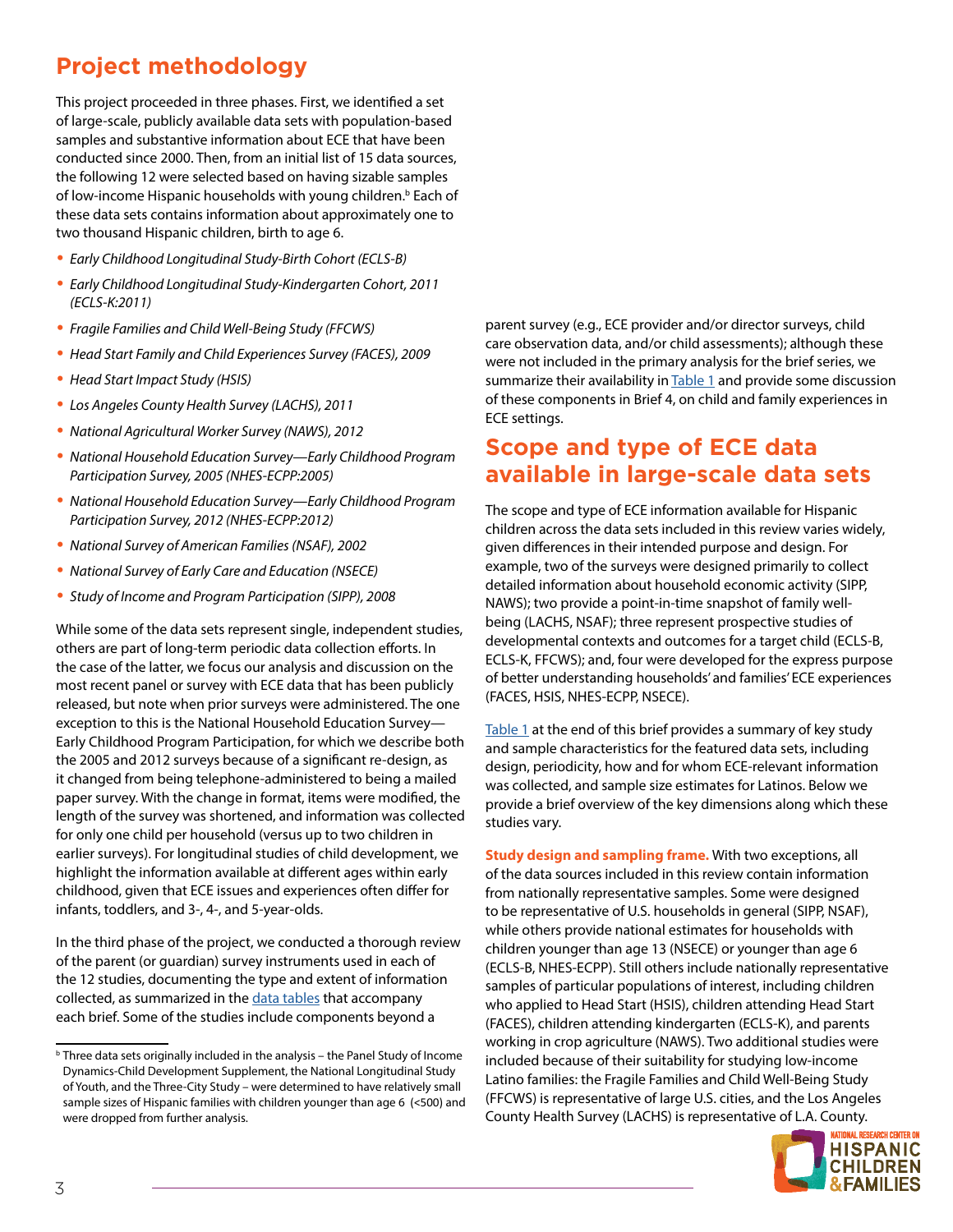## Project methodology

This project proceeded in three phases. First, we identified a set of large-scale, publicly available data sets with population-based samples and substantive information about ECE that have been conducted since 2000. Then, from an initial list of 15 data sources, the following 12 were selected based on having sizable samples of low-income Hispanic households with young children.[b] Each of these data sets contains information about approximately one to two thousand Hispanic children, birth to age 6.

- *Early Childhood Longitudinal Study-Birth Cohort (ECLS-B)*
- *Early Childhood Longitudinal Study-Kindergarten Cohort, 2011 (ECLS-K:2011)*
- *Fragile Families and Child Well-Being Study (FFCWS)*
- *Head Start Family and Child Experiences Survey (FACES), 2009*
- *Head Start Impact Study (HSIS)*
- *Los Angeles County Health Survey (LACHS), 2011*
- *National Agricultural Worker Survey (NAWS), 2012*
- *National Household Education Survey—Early Childhood Program Participation Survey, 2005 (NHES-ECPP:2005)*
- *National Household Education Survey—Early Childhood Program Participation Survey, 2012 (NHES-ECPP:2012)*
- *National Survey of American Families (NSAF), 2002*
- *National Survey of Early Care and Education (NSECE)*
- *Study of Income and Program Participation (SIPP), 2008*

While some of the data sets represent single, independent studies, others are part of long-term periodic data collection efforts. In the case of the latter, we focus our analysis and discussion on the most recent panel or survey with ECE data that has been publicly released, but note when prior surveys were administered. The one exception to this is the National Household Education Survey—Early Childhood Program Participation, for which we describe both the 2005 and 2012 surveys because of a significant re-design, as it changed from being telephone-administered to being a mailed paper survey. With the change in format, items were modified, the length of the survey was shortened, and information was collected for only one child per household (versus up to two children in earlier surveys). For longitudinal studies of child development, we highlight the information available at different ages within early childhood, given that ECE issues and experiences often differ for infants, toddlers, and 3-, 4-, and 5-year-olds.

In the third phase of the project, we conducted a thorough review of the parent (or guardian) survey instruments used in each of the 12 studies, documenting the type and extent of information collected, as summarized in the data tables that accompany each brief. Some of the studies include components beyond a parent survey (e.g., ECE provider and/or director surveys, child care observation data, and/or child assessments); although these were not included in the primary analysis for the brief series, we summarize their availability in Table 1 and provide some discussion of these components in Brief 4, on child and family experiences in ECE settings.

[b] Three data sets originally included in the analysis – the Panel Study of Income Dynamics-Child Development Supplement, the National Longitudinal Study of Youth, and the Three-City Study – were determined to have relatively small sample sizes of Hispanic families with children younger than age 6 (<500) and were dropped from further analysis.

## Scope and type of ECE data available in large-scale data sets

The scope and type of ECE information available for Hispanic children across the data sets included in this review varies widely, given differences in their intended purpose and design. For example, two of the surveys were designed primarily to collect detailed information about household economic activity (SIPP, NAWS); two provide a point-in-time snapshot of family well-being (LACHS, NSAF); three represent prospective studies of developmental contexts and outcomes for a target child (ECLS-B, ECLS-K, FFCWS); and, four were developed for the express purpose of better understanding households' and families' ECE experiences (FACES, HSIS, NHES-ECPP, NSECE).

Table 1 at the end of this brief provides a summary of key study and sample characteristics for the featured data sets, including design, periodicity, how and for whom ECE-relevant information was collected, and sample size estimates for Latinos. Below we provide a brief overview of the key dimensions along which these studies vary.

**Study design and sampling frame.** With two exceptions, all of the data sources included in this review contain information from nationally representative samples. Some were designed to be representative of U.S. households in general (SIPP, NSAF), while others provide national estimates for households with children younger than age 13 (NSECE) or younger than age 6 (ECLS-B, NHES-ECPP). Still others include nationally representative samples of particular populations of interest, including children who applied to Head Start (HSIS), children attending Head Start (FACES), children attending kindergarten (ECLS-K), and parents working in crop agriculture (NAWS). Two additional studies were included because of their suitability for studying low-income Latino families: the Fragile Families and Child Well-Being Study (FFCWS) is representative of large U.S. cities, and the Los Angeles County Health Survey (LACHS) is representative of L.A. County.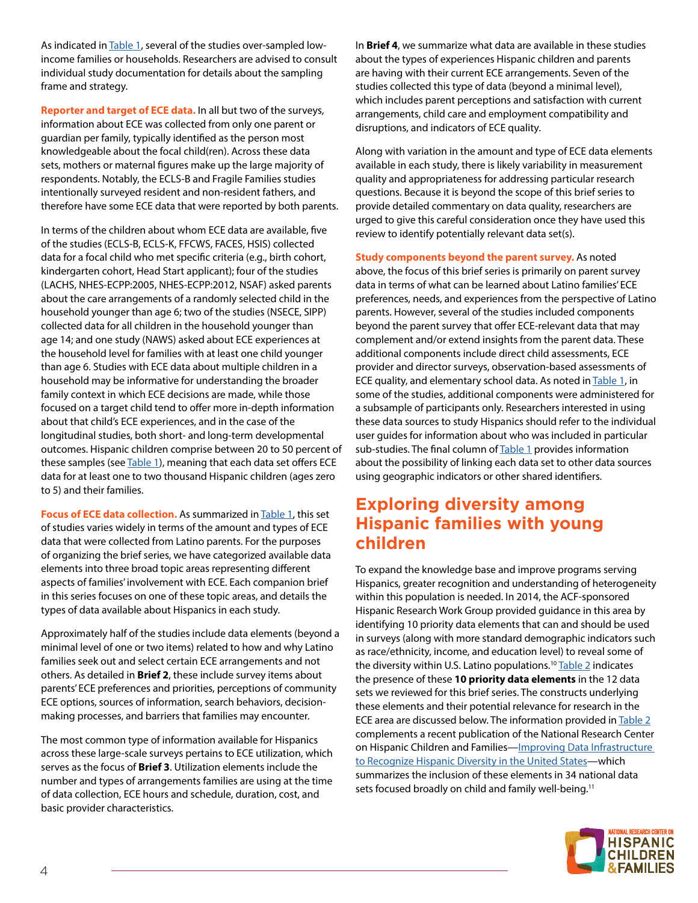As indicated in Table 1, several of the studies over-sampled low-income families or households. Researchers are advised to consult individual study documentation for details about the sampling frame and strategy.

**Reporter and target of ECE data.** In all but two of the surveys, information about ECE was collected from only one parent or guardian per family, typically identified as the person most knowledgeable about the focal child(ren). Across these data sets, mothers or maternal figures make up the large majority of respondents. Notably, the ECLS-B and Fragile Families studies intentionally surveyed resident and non-resident fathers, and therefore have some ECE data that were reported by both parents.

In terms of the children about whom ECE data are available, five of the studies (ECLS-B, ECLS-K, FFCWS, FACES, HSIS) collected data for a focal child who met specific criteria (e.g., birth cohort, kindergarten cohort, Head Start applicant); four of the studies (LACHS, NHES-ECPP:2005, NHES-ECPP:2012, NSAF) asked parents about the care arrangements of a randomly selected child in the household younger than age 6; two of the studies (NSECE, SIPP) collected data for all children in the household younger than age 14; and one study (NAWS) asked about ECE experiences at the household level for families with at least one child younger than age 6. Studies with ECE data about multiple children in a household may be informative for understanding the broader family context in which ECE decisions are made, while those focused on a target child tend to offer more in-depth information about that child's ECE experiences, and in the case of the longitudinal studies, both short- and long-term developmental outcomes. Hispanic children comprise between 20 to 50 percent of these samples (see Table 1), meaning that each data set offers ECE data for at least one to two thousand Hispanic children (ages zero to 5) and their families.

**Focus of ECE data collection.** As summarized in Table 1, this set of studies varies widely in terms of the amount and types of ECE data that were collected from Latino parents. For the purposes of organizing the brief series, we have categorized available data elements into three broad topic areas representing different aspects of families' involvement with ECE. Each companion brief in this series focuses on one of these topic areas, and details the types of data available about Hispanics in each study.

Approximately half of the studies include data elements (beyond a minimal level of one or two items) related to how and why Latino families seek out and select certain ECE arrangements and not others. As detailed in **Brief 2**, these include survey items about parents' ECE preferences and priorities, perceptions of community ECE options, sources of information, search behaviors, decision-making processes, and barriers that families may encounter.

The most common type of information available for Hispanics across these large-scale surveys pertains to ECE utilization, which serves as the focus of **Brief 3**. Utilization elements include the number and types of arrangements families are using at the time of data collection, ECE hours and schedule, duration, cost, and basic provider characteristics.

In **Brief 4**, we summarize what data are available in these studies about the types of experiences Hispanic children and parents are having with their current ECE arrangements. Seven of the studies collected this type of data (beyond a minimal level), which includes parent perceptions and satisfaction with current arrangements, child care and employment compatibility and disruptions, and indicators of ECE quality.

Along with variation in the amount and type of ECE data elements available in each study, there is likely variability in measurement quality and appropriateness for addressing particular research questions. Because it is beyond the scope of this brief series to provide detailed commentary on data quality, researchers are urged to give this careful consideration once they have used this review to identify potentially relevant data set(s).

**Study components beyond the parent survey.** As noted above, the focus of this brief series is primarily on parent survey data in terms of what can be learned about Latino families' ECE preferences, needs, and experiences from the perspective of Latino parents. However, several of the studies included components beyond the parent survey that offer ECE-relevant data that may complement and/or extend insights from the parent data. These additional components include direct child assessments, ECE provider and director surveys, observation-based assessments of ECE quality, and elementary school data. As noted in Table 1, in some of the studies, additional components were administered for a subsample of participants only. Researchers interested in using these data sources to study Hispanics should refer to the individual user guides for information about who was included in particular sub-studies. The final column of Table 1 provides information about the possibility of linking each data set to other data sources using geographic indicators or other shared identifiers.

## Exploring diversity among Hispanic families with young children

To expand the knowledge base and improve programs serving Hispanics, greater recognition and understanding of heterogeneity within this population is needed. In 2014, the ACF-sponsored Hispanic Research Work Group provided guidance in this area by identifying 10 priority data elements that can and should be used in surveys (along with more standard demographic indicators such as race/ethnicity, income, and education level) to reveal some of the diversity within U.S. Latino populations.[10] Table 2 indicates the presence of these **10 priority data elements** in the 12 data sets we reviewed for this brief series. The constructs underlying these elements and their potential relevance for research in the ECE area are discussed below. The information provided in Table 2 complements a recent publication of the National Research Center on Hispanic Children and Families—Improving Data Infrastructure to Recognize Hispanic Diversity in the United States—which summarizes the inclusion of these elements in 34 national data sets focused broadly on child and family well-being.[11]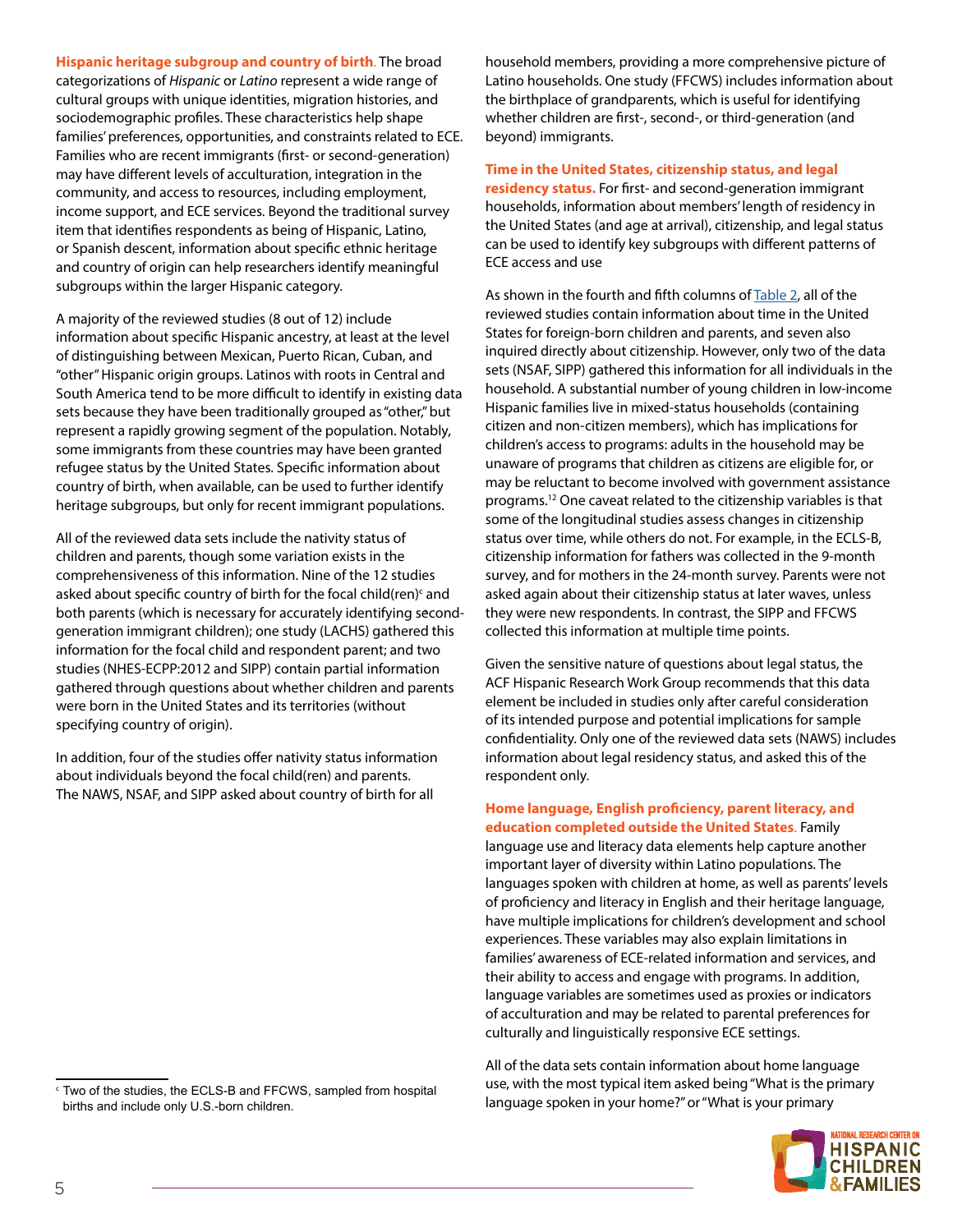**Hispanic heritage subgroup and country of birth.** The broad categorizations of *Hispanic* or *Latino* represent a wide range of cultural groups with unique identities, migration histories, and sociodemographic profiles. These characteristics help shape families' preferences, opportunities, and constraints related to ECE. Families who are recent immigrants (first- or second-generation) may have different levels of acculturation, integration in the community, and access to resources, including employment, income support, and ECE services. Beyond the traditional survey item that identifies respondents as being of Hispanic, Latino, or Spanish descent, information about specific ethnic heritage and country of origin can help researchers identify meaningful subgroups within the larger Hispanic category.

A majority of the reviewed studies (8 out of 12) include information about specific Hispanic ancestry, at least at the level of distinguishing between Mexican, Puerto Rican, Cuban, and "other" Hispanic origin groups. Latinos with roots in Central and South America tend to be more difficult to identify in existing data sets because they have been traditionally grouped as "other," but represent a rapidly growing segment of the population. Notably, some immigrants from these countries may have been granted refugee status by the United States. Specific information about country of birth, when available, can be used to further identify heritage subgroups, but only for recent immigrant populations.

All of the reviewed data sets include the nativity status of children and parents, though some variation exists in the comprehensiveness of this information. Nine of the 12 studies asked about specific country of birth for the focal child(ren)[c] and both parents (which is necessary for accurately identifying second-generation immigrant children); one study (LACHS) gathered this information for the focal child and respondent parent; and two studies (NHES-ECPP:2012 and SIPP) contain partial information gathered through questions about whether children and parents were born in the United States and its territories (without specifying country of origin).

In addition, four of the studies offer nativity status information about individuals beyond the focal child(ren) and parents. The NAWS, NSAF, and SIPP asked about country of birth for all household members, providing a more comprehensive picture of Latino households. One study (FFCWS) includes information about the birthplace of grandparents, which is useful for identifying whether children are first-, second-, or third-generation (and beyond) immigrants.

**Time in the United States, citizenship status, and legal residency status.** For first- and second-generation immigrant households, information about members' length of residency in the United States (and age at arrival), citizenship, and legal status can be used to identify key subgroups with different patterns of ECE access and use

As shown in the fourth and fifth columns of Table 2, all of the reviewed studies contain information about time in the United States for foreign-born children and parents, and seven also inquired directly about citizenship. However, only two of the data sets (NSAF, SIPP) gathered this information for all individuals in the household. A substantial number of young children in low-income Hispanic families live in mixed-status households (containing citizen and non-citizen members), which has implications for children's access to programs: adults in the household may be unaware of programs that children as citizens are eligible for, or may be reluctant to become involved with government assistance programs.[12] One caveat related to the citizenship variables is that some of the longitudinal studies assess changes in citizenship status over time, while others do not. For example, in the ECLS-B, citizenship information for fathers was collected in the 9-month survey, and for mothers in the 24-month survey. Parents were not asked again about their citizenship status at later waves, unless they were new respondents. In contrast, the SIPP and FFCWS collected this information at multiple time points.

Given the sensitive nature of questions about legal status, the ACF Hispanic Research Work Group recommends that this data element be included in studies only after careful consideration of its intended purpose and potential implications for sample confidentiality. Only one of the reviewed data sets (NAWS) includes information about legal residency status, and asked this of the respondent only.

**Home language, English proficiency, parent literacy, and education completed outside the United States.** Family language use and literacy data elements help capture another important layer of diversity within Latino populations. The languages spoken with children at home, as well as parents' levels of proficiency and literacy in English and their heritage language, have multiple implications for children's development and school experiences. These variables may also explain limitations in families' awareness of ECE-related information and services, and their ability to access and engage with programs. In addition, language variables are sometimes used as proxies or indicators of acculturation and may be related to parental preferences for culturally and linguistically responsive ECE settings.

All of the data sets contain information about home language use, with the most typical item asked being "What is the primary language spoken in your home?" or "What is your primary

[c] Two of the studies, the ECLS-B and FFCWS, sampled from hospital births and include only U.S.-born children.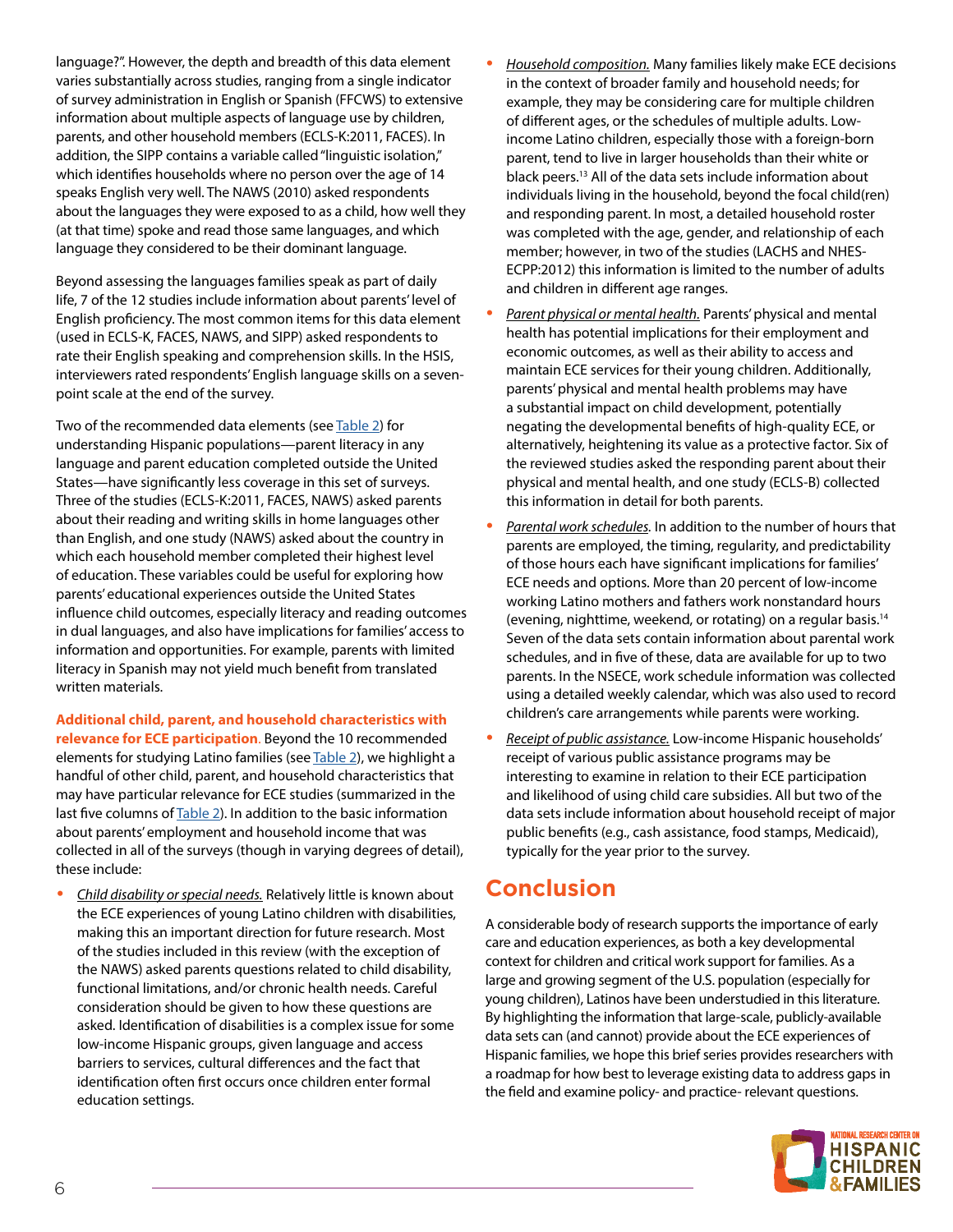language?". However, the depth and breadth of this data element varies substantially across studies, ranging from a single indicator of survey administration in English or Spanish (FFCWS) to extensive information about multiple aspects of language use by children, parents, and other household members (ECLS-K:2011, FACES). In addition, the SIPP contains a variable called "linguistic isolation," which identifies households where no person over the age of 14 speaks English very well. The NAWS (2010) asked respondents about the languages they were exposed to as a child, how well they (at that time) spoke and read those same languages, and which language they considered to be their dominant language.

Beyond assessing the languages families speak as part of daily life, 7 of the 12 studies include information about parents' level of English proficiency. The most common items for this data element (used in ECLS-K, FACES, NAWS, and SIPP) asked respondents to rate their English speaking and comprehension skills. In the HSIS, interviewers rated respondents' English language skills on a seven-point scale at the end of the survey.

Two of the recommended data elements (see Table 2) for understanding Hispanic populations—parent literacy in any language and parent education completed outside the United States—have significantly less coverage in this set of surveys. Three of the studies (ECLS-K:2011, FACES, NAWS) asked parents about their reading and writing skills in home languages other than English, and one study (NAWS) asked about the country in which each household member completed their highest level of education. These variables could be useful for exploring how parents' educational experiences outside the United States influence child outcomes, especially literacy and reading outcomes in dual languages, and also have implications for families' access to information and opportunities. For example, parents with limited literacy in Spanish may not yield much benefit from translated written materials.

**Additional child, parent, and household characteristics with relevance for ECE participation.** Beyond the 10 recommended elements for studying Latino families (see Table 2), we highlight a handful of other child, parent, and household characteristics that may have particular relevance for ECE studies (summarized in the last five columns of Table 2). In addition to the basic information about parents' employment and household income that was collected in all of the surveys (though in varying degrees of detail), these include:

- *Child disability or special needs.* Relatively little is known about the ECE experiences of young Latino children with disabilities, making this an important direction for future research. Most of the studies included in this review (with the exception of the NAWS) asked parents questions related to child disability, functional limitations, and/or chronic health needs. Careful consideration should be given to how these questions are asked. Identification of disabilities is a complex issue for some low-income Hispanic groups, given language and access barriers to services, cultural differences and the fact that identification often first occurs once children enter formal education settings.
- *Household composition.* Many families likely make ECE decisions in the context of broader family and household needs; for example, they may be considering care for multiple children of different ages, or the schedules of multiple adults. Low-income Latino children, especially those with a foreign-born parent, tend to live in larger households than their white or black peers.[13] All of the data sets include information about individuals living in the household, beyond the focal child(ren) and responding parent. In most, a detailed household roster was completed with the age, gender, and relationship of each member; however, in two of the studies (LACHS and NHES-ECPP:2012) this information is limited to the number of adults and children in different age ranges.
- *Parent physical or mental health.* Parents' physical and mental health has potential implications for their employment and economic outcomes, as well as their ability to access and maintain ECE services for their young children. Additionally, parents' physical and mental health problems may have a substantial impact on child development, potentially negating the developmental benefits of high-quality ECE, or alternatively, heightening its value as a protective factor. Six of the reviewed studies asked the responding parent about their physical and mental health, and one study (ECLS-B) collected this information in detail for both parents.
- *Parental work schedules.* In addition to the number of hours that parents are employed, the timing, regularity, and predictability of those hours each have significant implications for families' ECE needs and options. More than 20 percent of low-income working Latino mothers and fathers work nonstandard hours (evening, nighttime, weekend, or rotating) on a regular basis.[14] Seven of the data sets contain information about parental work schedules, and in five of these, data are available for up to two parents. In the NSECE, work schedule information was collected using a detailed weekly calendar, which was also used to record children's care arrangements while parents were working.
- *Receipt of public assistance.* Low-income Hispanic households' receipt of various public assistance programs may be interesting to examine in relation to their ECE participation and likelihood of using child care subsidies. All but two of the data sets include information about household receipt of major public benefits (e.g., cash assistance, food stamps, Medicaid), typically for the year prior to the survey.

# Conclusion

A considerable body of research supports the importance of early care and education experiences, as both a key developmental context for children and critical work support for families. As a large and growing segment of the U.S. population (especially for young children), Latinos have been understudied in this literature. By highlighting the information that large-scale, publicly-available data sets can (and cannot) provide about the ECE experiences of Hispanic families, we hope this brief series provides researchers with a roadmap for how best to leverage existing data to address gaps in the field and examine policy- and practice- relevant questions.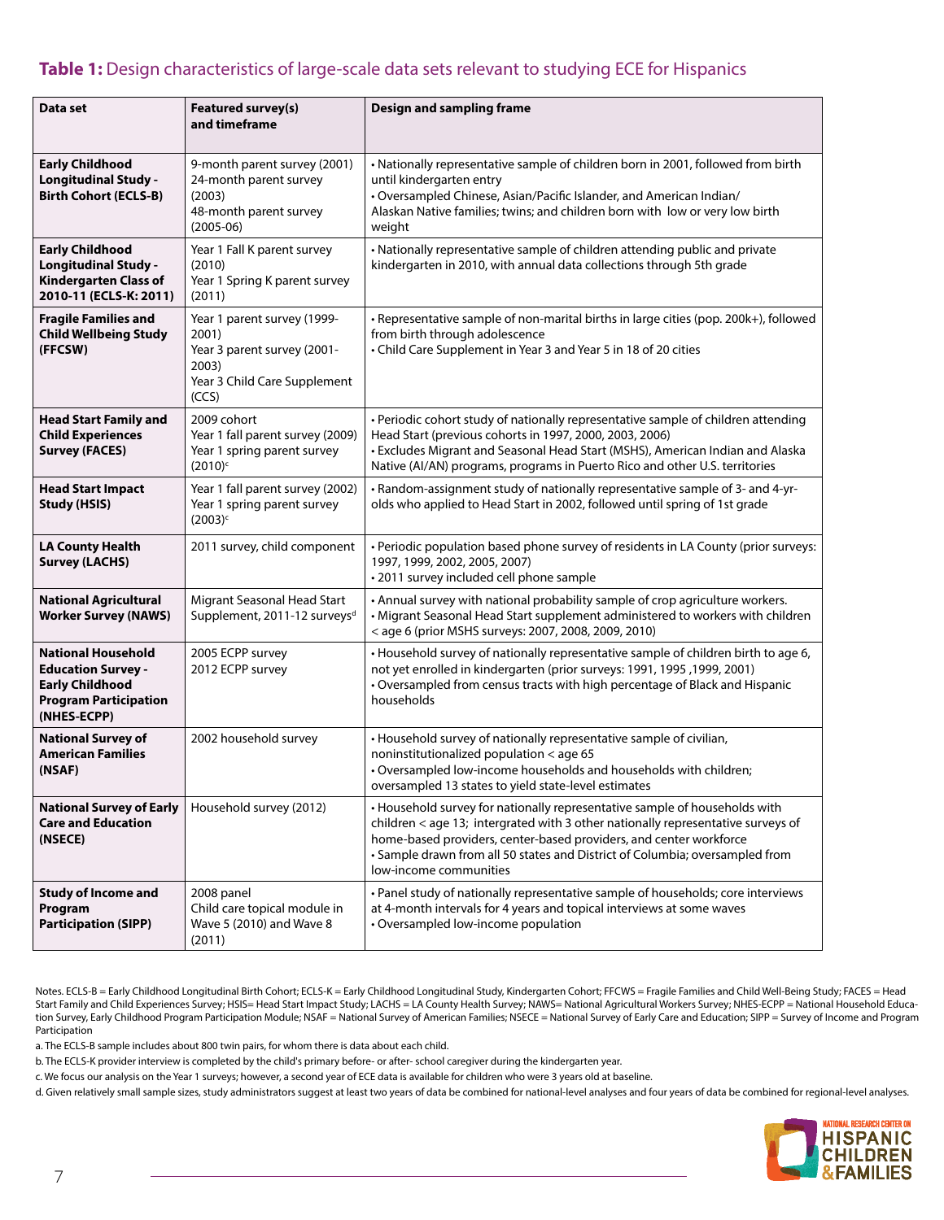**Table 1:** Design characteristics of large-scale data sets relevant to studying ECE for Hispanics

| Data set | Featured survey(s) and timeframe | Design and sampling frame |
|---|---|---|
| **Early Childhood Longitudinal Study - Birth Cohort (ECLS-B)** | 9-month parent survey (2001)<br>24-month parent survey (2003)<br>48-month parent survey (2005-06) | • Nationally representative sample of children born in 2001, followed from birth until kindergarten entry<br>• Oversampled Chinese, Asian/Pacific Islander, and American Indian/ Alaskan Native families; twins; and children born with low or very low birth weight |
| **Early Childhood Longitudinal Study - Kindergarten Class of 2010-11 (ECLS-K: 2011)** | Year 1 Fall K parent survey (2010)<br>Year 1 Spring K parent survey (2011) | • Nationally representative sample of children attending public and private kindergarten in 2010, with annual data collections through 5th grade |
| **Fragile Families and Child Wellbeing Study (FFCSW)** | Year 1 parent survey (1999-2001)<br>Year 3 parent survey (2001-2003)<br>Year 3 Child Care Supplement (CCS) | • Representative sample of non-marital births in large cities (pop. 200k+), followed from birth through adolescence<br>• Child Care Supplement in Year 3 and Year 5 in 18 of 20 cities |
| **Head Start Family and Child Experiences Survey (FACES)** | 2009 cohort<br>Year 1 fall parent survey (2009)<br>Year 1 spring parent survey (2010)[c] | • Periodic cohort study of nationally representative sample of children attending Head Start (previous cohorts in 1997, 2000, 2003, 2006)<br>• Excludes Migrant and Seasonal Head Start (MSHS), American Indian and Alaska Native (AI/AN) programs, programs in Puerto Rico and other U.S. territories |
| **Head Start Impact Study (HSIS)** | Year 1 fall parent survey (2002)<br>Year 1 spring parent survey (2003)[c] | • Random-assignment study of nationally representative sample of 3- and 4-yr-olds who applied to Head Start in 2002, followed until spring of 1st grade |
| **LA County Health Survey (LACHS)** | 2011 survey, child component | • Periodic population based phone survey of residents in LA County (prior surveys: 1997, 1999, 2002, 2005, 2007)<br>• 2011 survey included cell phone sample |
| **National Agricultural Worker Survey (NAWS)** | Migrant Seasonal Head Start Supplement, 2011-12 surveys[d] | • Annual survey with national probability sample of crop agriculture workers.<br>• Migrant Seasonal Head Start supplement administered to workers with children < age 6 (prior MSHS surveys: 2007, 2008, 2009, 2010) |
| **National Household Education Survey - Early Childhood Program Participation (NHES-ECPP)** | 2005 ECPP survey<br>2012 ECPP survey | • Household survey of nationally representative sample of children birth to age 6, not yet enrolled in kindergarten (prior surveys: 1991, 1995 ,1999, 2001)<br>• Oversampled from census tracts with high percentage of Black and Hispanic households |
| **National Survey of American Families (NSAF)** | 2002 household survey | • Household survey of nationally representative sample of civilian, noninstitutionalized population < age 65<br>• Oversampled low-income households and households with children; oversampled 13 states to yield state-level estimates |
| **National Survey of Early Care and Education (NSECE)** | Household survey (2012) | • Household survey for nationally representative sample of households with children < age 13; intergrated with 3 other nationally representative surveys of home-based providers, center-based providers, and center workforce<br>• Sample drawn from all 50 states and District of Columbia; oversampled from low-income communities |
| **Study of Income and Program Participation (SIPP)** | 2008 panel<br>Child care topical module in Wave 5 (2010) and Wave 8 (2011) | • Panel study of nationally representative sample of households; core interviews at 4-month intervals for 4 years and topical interviews at some waves<br>• Oversampled low-income population |

Notes. ECLS-B = Early Childhood Longitudinal Birth Cohort; ECLS-K = Early Childhood Longitudinal Study, Kindergarten Cohort; FFCWS = Fragile Families and Child Well-Being Study; FACES = Head Start Family and Child Experiences Survey; HSIS= Head Start Impact Study; LACHS = LA County Health Survey; NAWS= National Agricultural Workers Survey; NHES-ECPP = National Household Education Survey, Early Childhood Program Participation Module; NSAF = National Survey of American Families; NSECE = National Survey of Early Care and Education; SIPP = Survey of Income and Program Participation

a. The ECLS-B sample includes about 800 twin pairs, for whom there is data about each child.

b. The ECLS-K provider interview is completed by the child's primary before- or after- school caregiver during the kindergarten year.

c. We focus our analysis on the Year 1 surveys; however, a second year of ECE data is available for children who were 3 years old at baseline.

d. Given relatively small sample sizes, study administrators suggest at least two years of data be combined for national-level analyses and four years of data be combined for regional-level analyses.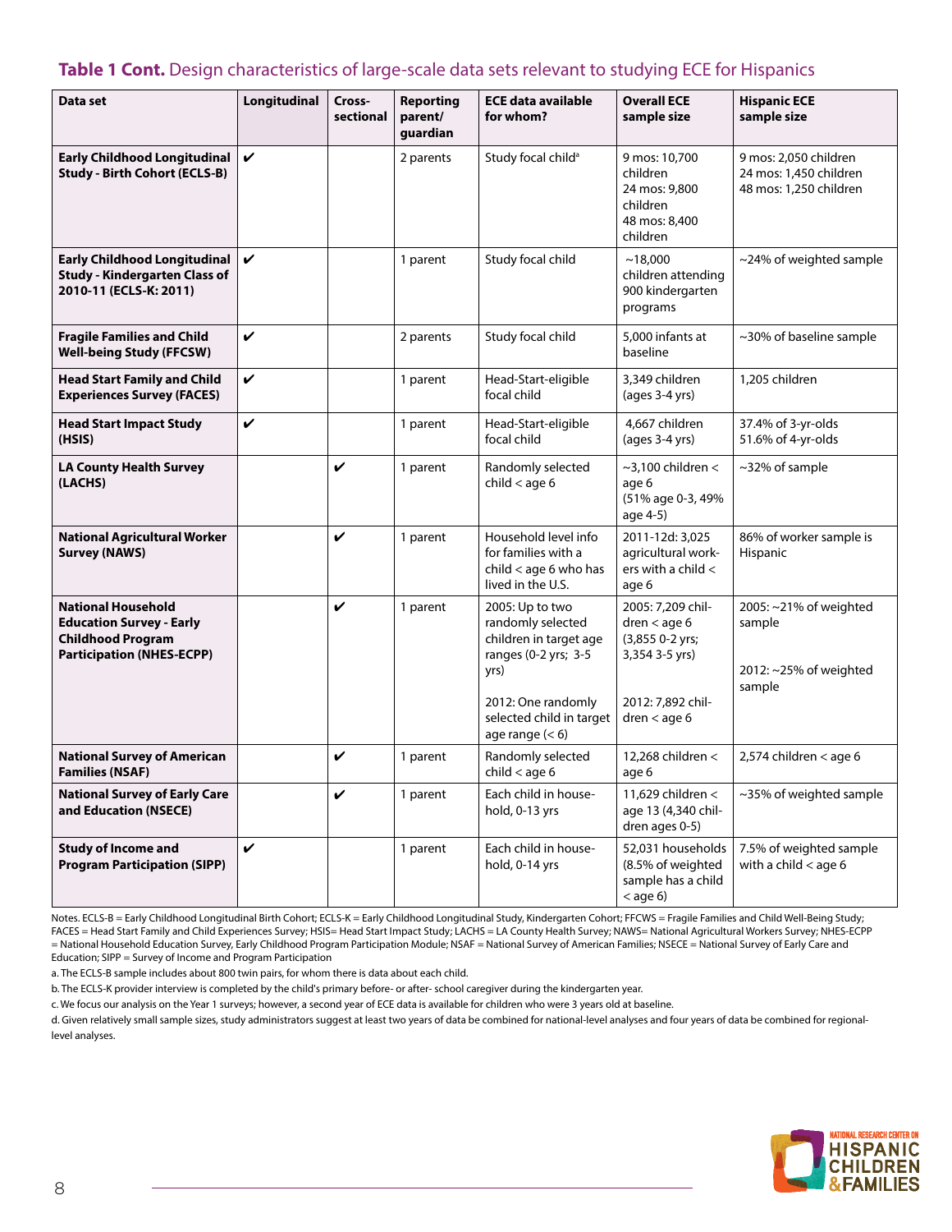**Table 1 Cont.** Design characteristics of large-scale data sets relevant to studying ECE for Hispanics

| Data set | Longitudinal | Cross-sectional | Reporting parent/guardian | ECE data available for whom? | Overall ECE sample size | Hispanic ECE sample size |
|---|---|---|---|---|---|---|
| **Early Childhood Longitudinal Study - Birth Cohort (ECLS-B)** | ✔ | | 2 parents | Study focal child[a] | 9 mos: 10,700 children<br>24 mos: 9,800 children<br>48 mos: 8,400 children | 9 mos: 2,050 children<br>24 mos: 1,450 children<br>48 mos: 1,250 children |
| **Early Childhood Longitudinal Study - Kindergarten Class of 2010-11 (ECLS-K: 2011)** | ✔ | | 1 parent | Study focal child | ~18,000 children attending 900 kindergarten programs | ~24% of weighted sample |
| **Fragile Families and Child Well-being Study (FFCSW)** | ✔ | | 2 parents | Study focal child | 5,000 infants at baseline | ~30% of baseline sample |
| **Head Start Family and Child Experiences Survey (FACES)** | ✔ | | 1 parent | Head-Start-eligible focal child | 3,349 children (ages 3-4 yrs) | 1,205 children |
| **Head Start Impact Study (HSIS)** | ✔ | | 1 parent | Head-Start-eligible focal child | 4,667 children (ages 3-4 yrs) | 37.4% of 3-yr-olds<br>51.6% of 4-yr-olds |
| **LA County Health Survey (LACHS)** | | ✔ | 1 parent | Randomly selected child < age 6 | ~3,100 children < age 6 (51% age 0-3, 49% age 4-5) | ~32% of sample |
| **National Agricultural Worker Survey (NAWS)** | | ✔ | 1 parent | Household level info for families with a child < age 6 who has lived in the U.S. | 2011-12d: 3,025 agricultural workers with a child < age 6 | 86% of worker sample is Hispanic |
| **National Household Education Survey - Early Childhood Program Participation (NHES-ECPP)** | | ✔ | 1 parent | 2005: Up to two randomly selected children in target age ranges (0-2 yrs; 3-5 yrs)<br><br>2012: One randomly selected child in target age range (< 6) | 2005: 7,209 children < age 6 (3,855 0-2 yrs; 3,354 3-5 yrs)<br><br>2012: 7,892 children < age 6 | 2005: ~21% of weighted sample<br><br>2012: ~25% of weighted sample |
| **National Survey of American Families (NSAF)** | | ✔ | 1 parent | Randomly selected child < age 6 | 12,268 children < age 6 | 2,574 children < age 6 |
| **National Survey of Early Care and Education (NSECE)** | | ✔ | 1 parent | Each child in household, 0-13 yrs | 11,629 children < age 13 (4,340 children ages 0-5) | ~35% of weighted sample |
| **Study of Income and Program Participation (SIPP)** | ✔ | | 1 parent | Each child in household, 0-14 yrs | 52,031 households (8.5% of weighted sample has a child < age 6) | 7.5% of weighted sample with a child < age 6 |

Notes. ECLS-B = Early Childhood Longitudinal Birth Cohort; ECLS-K = Early Childhood Longitudinal Study, Kindergarten Cohort; FFCWS = Fragile Families and Child Well-Being Study; FACES = Head Start Family and Child Experiences Survey; HSIS= Head Start Impact Study; LACHS = LA County Health Survey; NAWS= National Agricultural Workers Survey; NHES-ECPP = National Household Education Survey, Early Childhood Program Participation Module; NSAF = National Survey of American Families; NSECE = National Survey of Early Care and Education; SIPP = Survey of Income and Program Participation

a. The ECLS-B sample includes about 800 twin pairs, for whom there is data about each child.

b. The ECLS-K provider interview is completed by the child's primary before- or after- school caregiver during the kindergarten year.

c. We focus our analysis on the Year 1 surveys; however, a second year of ECE data is available for children who were 3 years old at baseline.

d. Given relatively small sample sizes, study administrators suggest at least two years of data be combined for national-level analyses and four years of data be combined for regional-level analyses.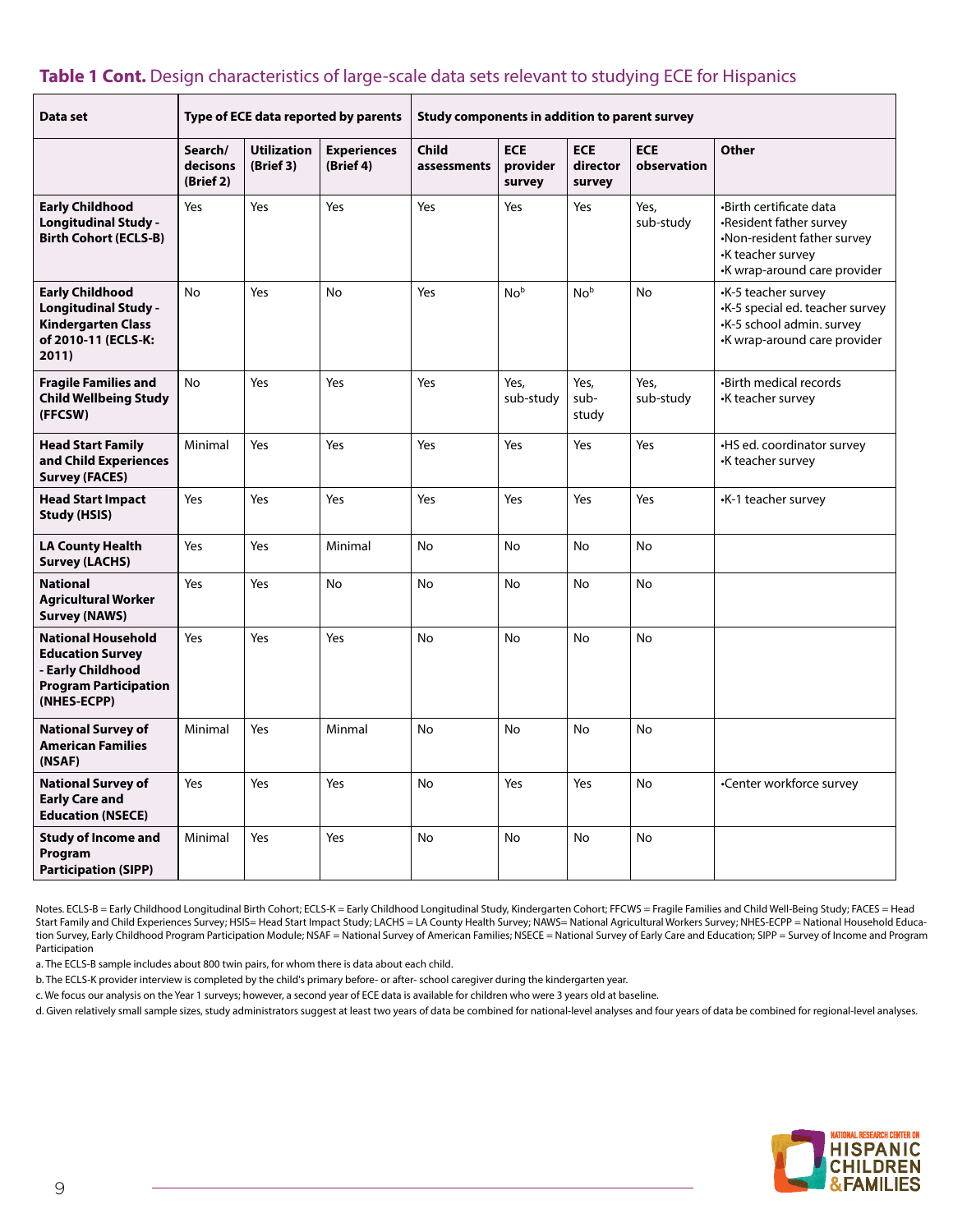**Table 1 Cont.** Design characteristics of large-scale data sets relevant to studying ECE for Hispanics

| Data set | Type of ECE data reported by parents | | | Study components in addition to parent survey | | | | |
|---|---|---|---|---|---|---|---|---|
| | Search/ decisons (Brief 2) | Utilization (Brief 3) | Experiences (Brief 4) | Child assessments | ECE provider survey | ECE director survey | ECE observation | Other |
| **Early Childhood Longitudinal Study - Birth Cohort (ECLS-B)** | Yes | Yes | Yes | Yes | Yes | Yes | Yes, sub-study | •Birth certificate data •Resident father survey •Non-resident father survey •K teacher survey •K wrap-around care provider |
| **Early Childhood Longitudinal Study - Kindergarten Class of 2010-11 (ECLS-K: 2011)** | No | Yes | No | Yes | No[b] | No[b] | No | •K-5 teacher survey •K-5 special ed. teacher survey •K-5 school admin. survey •K wrap-around care provider |
| **Fragile Families and Child Wellbeing Study (FFCSW)** | No | Yes | Yes | Yes | Yes, sub-study | Yes, sub-study | Yes, sub-study | •Birth medical records •K teacher survey |
| **Head Start Family and Child Experiences Survey (FACES)** | Minimal | Yes | Yes | Yes | Yes | Yes | Yes | •HS ed. coordinator survey •K teacher survey |
| **Head Start Impact Study (HSIS)** | Yes | Yes | Yes | Yes | Yes | Yes | Yes | •K-1 teacher survey |
| **LA County Health Survey (LACHS)** | Yes | Yes | Minimal | No | No | No | No | |
| **National Agricultural Worker Survey (NAWS)** | Yes | Yes | No | No | No | No | No | |
| **National Household Education Survey - Early Childhood Program Participation (NHES-ECPP)** | Yes | Yes | Yes | No | No | No | No | |
| **National Survey of American Families (NSAF)** | Minimal | Yes | Minmal | No | No | No | No | |
| **National Survey of Early Care and Education (NSECE)** | Yes | Yes | Yes | No | Yes | Yes | No | •Center workforce survey |
| **Study of Income and Program Participation (SIPP)** | Minimal | Yes | Yes | No | No | No | No | |

Notes. ECLS-B = Early Childhood Longitudinal Birth Cohort; ECLS-K = Early Childhood Longitudinal Study, Kindergarten Cohort; FFCWS = Fragile Families and Child Well-Being Study; FACES = Head Start Family and Child Experiences Survey; HSIS= Head Start Impact Study; LACHS = LA County Health Survey; NAWS= National Agricultural Workers Survey; NHES-ECPP = National Household Education Survey, Early Childhood Program Participation Module; NSAF = National Survey of American Families; NSECE = National Survey of Early Care and Education; SIPP = Survey of Income and Program Participation

a. The ECLS-B sample includes about 800 twin pairs, for whom there is data about each child.

b. The ECLS-K provider interview is completed by the child's primary before- or after- school caregiver during the kindergarten year.

c. We focus our analysis on the Year 1 surveys; however, a second year of ECE data is available for children who were 3 years old at baseline.

d. Given relatively small sample sizes, study administrators suggest at least two years of data be combined for national-level analyses and four years of data be combined for regional-level analyses.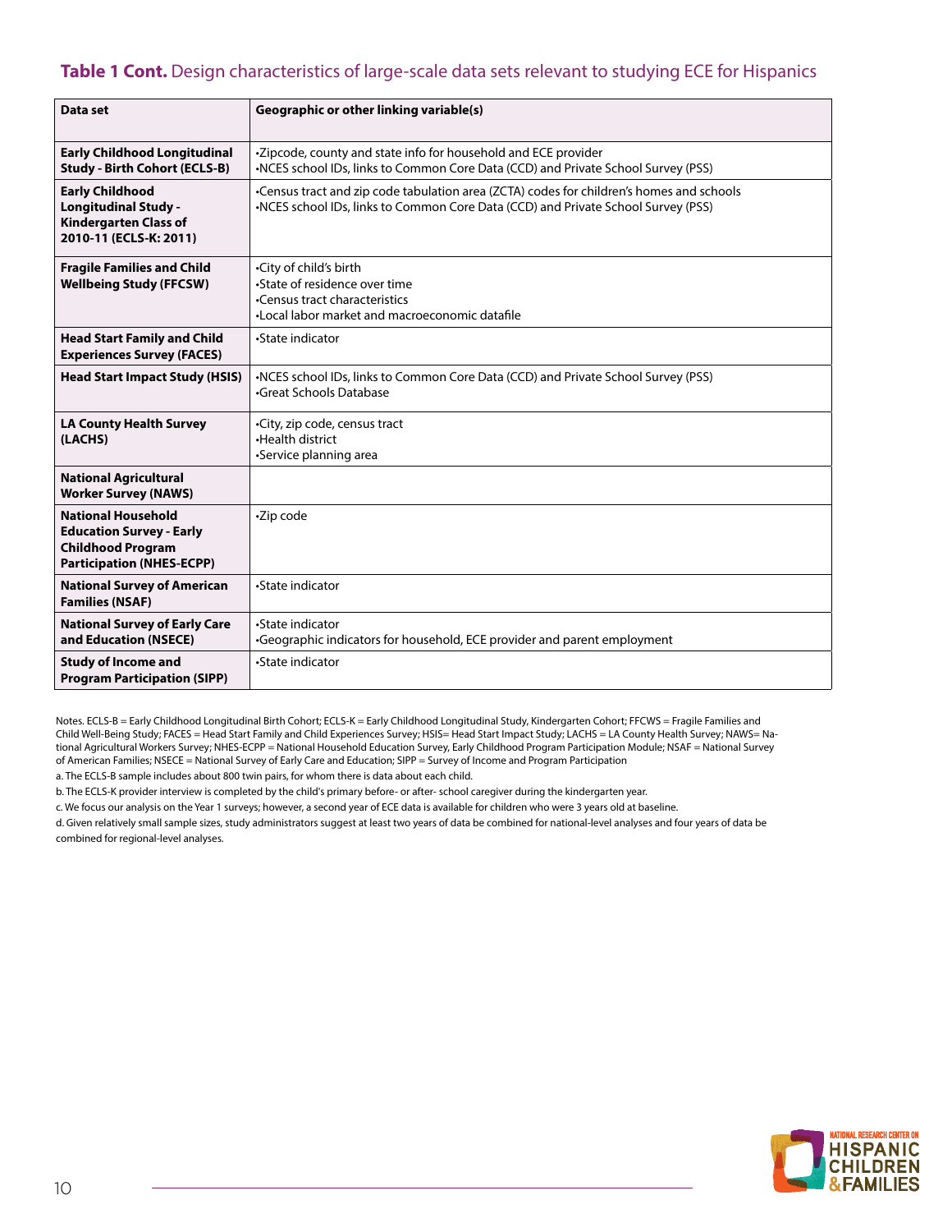**Table 1 Cont.** Design characteristics of large-scale data sets relevant to studying ECE for Hispanics

| Data set | Geographic or other linking variable(s) |
|---|---|
| **Early Childhood Longitudinal Study - Birth Cohort (ECLS-B)** | •Zipcode, county and state info for household and ECE provider<br>•NCES school IDs, links to Common Core Data (CCD) and Private School Survey (PSS) |
| **Early Childhood Longitudinal Study - Kindergarten Class of 2010-11 (ECLS-K: 2011)** | •Census tract and zip code tabulation area (ZCTA) codes for children's homes and schools<br>•NCES school IDs, links to Common Core Data (CCD) and Private School Survey (PSS) |
| **Fragile Families and Child Wellbeing Study (FFCSW)** | •City of child's birth<br>•State of residence over time<br>•Census tract characteristics<br>•Local labor market and macroeconomic datafile |
| **Head Start Family and Child Experiences Survey (FACES)** | •State indicator |
| **Head Start Impact Study (HSIS)** | •NCES school IDs, links to Common Core Data (CCD) and Private School Survey (PSS)<br>•Great Schools Database |
| **LA County Health Survey (LACHS)** | •City, zip code, census tract<br>•Health district<br>•Service planning area |
| **National Agricultural Worker Survey (NAWS)** | |
| **National Household Education Survey - Early Childhood Program Participation (NHES-ECPP)** | •Zip code |
| **National Survey of American Families (NSAF)** | •State indicator |
| **National Survey of Early Care and Education (NSECE)** | •State indicator<br>•Geographic indicators for household, ECE provider and parent employment |
| **Study of Income and Program Participation (SIPP)** | •State indicator |

Notes. ECLS-B = Early Childhood Longitudinal Birth Cohort; ECLS-K = Early Childhood Longitudinal Study, Kindergarten Cohort; FFCWS = Fragile Families and Child Well-Being Study; FACES = Head Start Family and Child Experiences Survey; HSIS= Head Start Impact Study; LACHS = LA County Health Survey; NAWS= National Agricultural Workers Survey; NHES-ECPP = National Household Education Survey, Early Childhood Program Participation Module; NSAF = National Survey of American Families; NSECE = National Survey of Early Care and Education; SIPP = Survey of Income and Program Participation

a. The ECLS-B sample includes about 800 twin pairs, for whom there is data about each child.

b. The ECLS-K provider interview is completed by the child's primary before- or after- school caregiver during the kindergarten year.

c. We focus our analysis on the Year 1 surveys; however, a second year of ECE data is available for children who were 3 years old at baseline.

d. Given relatively small sample sizes, study administrators suggest at least two years of data be combined for national-level analyses and four years of data be combined for regional-level analyses.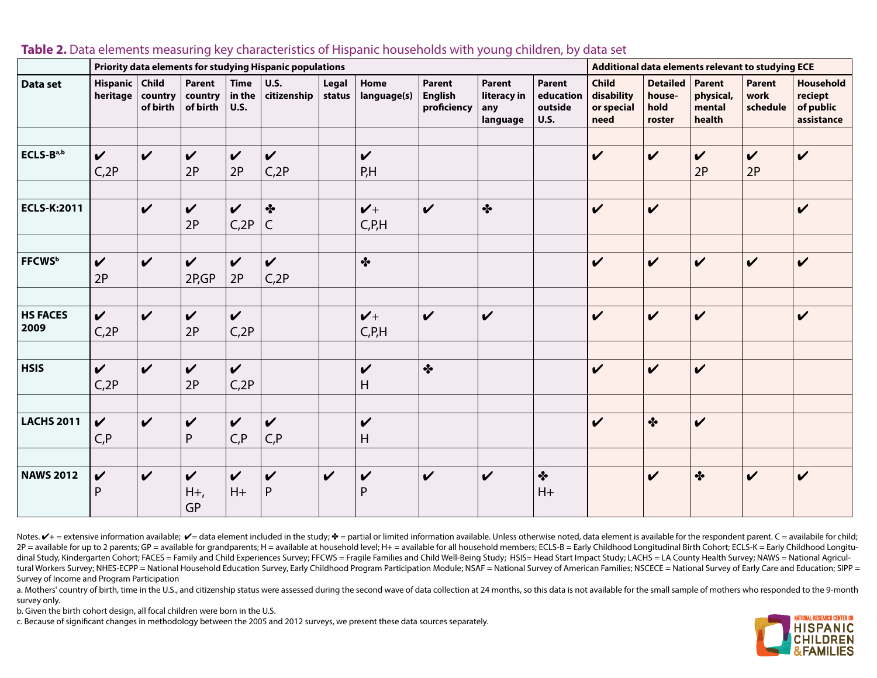**Table 2.** Data elements measuring key characteristics of Hispanic households with young children, by data set

| | Priority data elements for studying Hispanic populations | | | | | | | | | | Additional data elements relevant to studying ECE | | | | |
|---|---|---|---|---|---|---|---|---|---|---|---|---|---|---|---|
| **Data set** | **Hispanic heritage** | **Child country of birth** | **Parent country of birth** | **Time in the U.S.** | **U.S. citizenship** | **Legal status** | **Home language(s)** | **Parent English proficiency** | **Parent literacy in any language** | **Parent education outside U.S.** | **Child disability or special need** | **Detailed house-hold roster** | **Parent physical, mental health** | **Parent work schedule** | **Household reciept of public assistance** |
| **ECLS-B[a,b]** | ✔ C,2P | ✔ | ✔ 2P | ✔ 2P | ✔ C,2P | | ✔ P,H | | | | ✔ | ✔ | ✔ 2P | ✔ 2P | ✔ |
| **ECLS-K:2011** | | ✔ | ✔ 2P | ✔ C,2P | ✤ C | | ✔+ C,P,H | ✔ | ✤ | | ✔ | ✔ | | | ✔ |
| **FFCWS[b]** | ✔ 2P | ✔ | ✔ 2P,GP | ✔ 2P | ✔ C,2P | | ✤ | | | | ✔ | ✔ | ✔ | ✔ | ✔ |
| **HS FACES 2009** | ✔ C,2P | ✔ | ✔ 2P | ✔ C,2P | | | ✔+ C,P,H | ✔ | ✔ | | ✔ | ✔ | ✔ | | ✔ |
| **HSIS** | ✔ C,2P | ✔ | ✔ 2P | ✔ C,2P | | | ✔ H | ✤ | | | ✔ | ✔ | ✔ | | |
| **LACHS 2011** | ✔ C,P | ✔ | ✔ P | ✔ C,P | ✔ C,P | | ✔ H | | | | ✔ | ✤ | ✔ | | |
| **NAWS 2012** | ✔ P | ✔ | ✔ H+, GP | ✔ H+ | ✔ P | ✔ | ✔ P | ✔ | ✔ | ✤ H+ | | ✔ | ✤ | ✔ | ✔ |

Notes. ✔+ = extensive information available; ✔= data element included in the study; ✤ = partial or limited information available. Unless otherwise noted, data element is available for the respondent parent. C = availabile for child; 2P = available for up to 2 parents; GP = available for grandparents; H = available at household level; H+ = available for all household members; ECLS-B = Early Childhood Longitudinal Birth Cohort; ECLS-K = Early Childhood Longitudinal Study, Kindergarten Cohort; FACES = Family and Child Experiences Survey; FFCWS = Fragile Families and Child Well-Being Study; HSIS= Head Start Impact Study; LACHS = LA County Health Survey; NAWS = National Agricultural Workers Survey; NHES-ECPP = National Household Education Survey, Early Childhood Program Participation Module; NSAF = National Survey of American Families; NSCECE = National Survey of Early Care and Education; SIPP = Survey of Income and Program Participation

a. Mothers' country of birth, time in the U.S., and citizenship status were assessed during the second wave of data collection at 24 months, so this data is not available for the small sample of mothers who responded to the 9-month survey only.

b. Given the birth cohort design, all focal children were born in the U.S.

c. Because of significant changes in methodology between the 2005 and 2012 surveys, we present these data sources separately.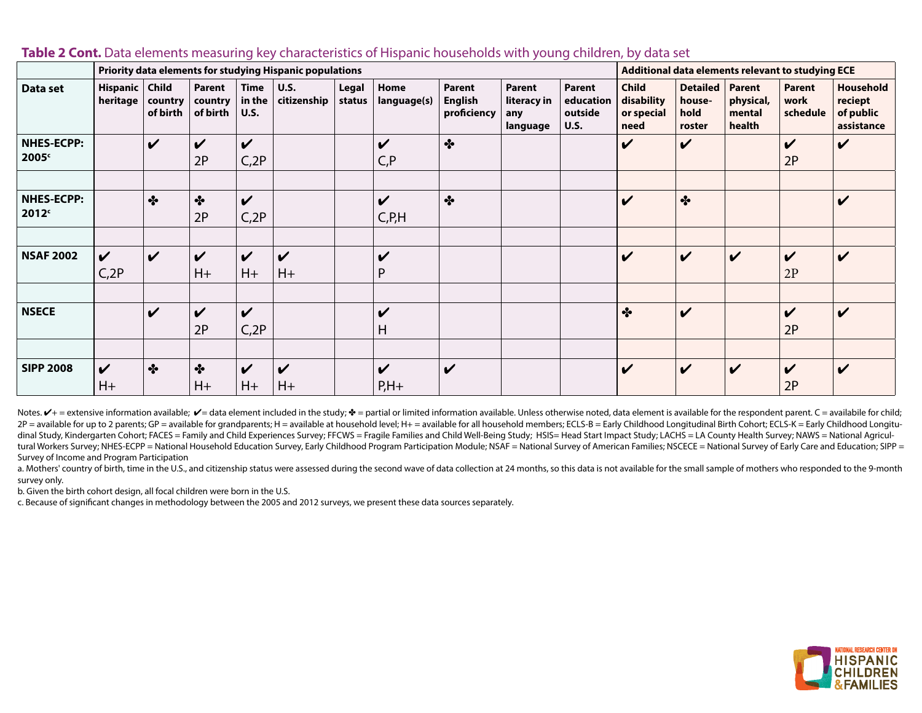**Table 2 Cont.** Data elements measuring key characteristics of Hispanic households with young children, by data set

| | Priority data elements for studying Hispanic populations | | | | | | | | | | Additional data elements relevant to studying ECE | | | | |
|---|---|---|---|---|---|---|---|---|---|---|---|---|---|---|---|
| **Data set** | **Hispanic heritage** | **Child country of birth** | **Parent country of birth** | **Time in the U.S.** | **U.S. citizenship** | **Legal status** | **Home language(s)** | **Parent English proficiency** | **Parent literacy in any language** | **Parent education outside U.S.** | **Child disability or special need** | **Detailed house-hold roster** | **Parent physical, mental health** | **Parent work schedule** | **Household reciept of public assistance** |
| **NHES-ECPP: 2005**[c] | | ✔ | ✔ 2P | ✔ C,2P | | | ✔ C,P | ✤ | | | ✔ | ✔ | | ✔ 2P | ✔ |
| | | | | | | | | | | | | | | | |
| **NHES-ECPP: 2012**[c] | | ✤ | ✤ 2P | ✔ C,2P | | | ✔ C,P,H | ✤ | | | ✔ | ✤ | | | ✔ |
| | | | | | | | | | | | | | | | |
| **NSAF 2002** | ✔ C,2P | ✔ | ✔ H+ | ✔ H+ | ✔ H+ | | ✔ P | | | | ✔ | ✔ | ✔ | ✔ 2P | ✔ |
| | | | | | | | | | | | | | | | |
| **NSECE** | | ✔ | ✔ 2P | ✔ C,2P | | | ✔ H | | | | ✤ | ✔ | | ✔ 2P | ✔ |
| | | | | | | | | | | | | | | | |
| **SIPP 2008** | ✔ H+ | ✤ | ✤ H+ | ✔ H+ | ✔ H+ | | ✔ P,H+ | ✔ | | | ✔ | ✔ | ✔ | ✔ 2P | ✔ |

Notes. ✔+ = extensive information available; ✔= data element included in the study; ✤ = partial or limited information available. Unless otherwise noted, data element is available for the respondent parent. C = availabile for child; 2P = available for up to 2 parents; GP = available for grandparents; H = available at household level; H+ = available for all household members; ECLS-B = Early Childhood Longitudinal Birth Cohort; ECLS-K = Early Childhood Longitudinal Study, Kindergarten Cohort; FACES = Family and Child Experiences Survey; FFCWS = Fragile Families and Child Well-Being Study; HSIS= Head Start Impact Study; LACHS = LA County Health Survey; NAWS = National Agricultural Workers Survey; NHES-ECPP = National Household Education Survey, Early Childhood Program Participation Module; NSAF = National Survey of American Families; NSCECE = National Survey of Early Care and Education; SIPP = Survey of Income and Program Participation

a. Mothers' country of birth, time in the U.S., and citizenship status were assessed during the second wave of data collection at 24 months, so this data is not available for the small sample of mothers who responded to the 9-month survey only.

b. Given the birth cohort design, all focal children were born in the U.S.

c. Because of significant changes in methodology between the 2005 and 2012 surveys, we present these data sources separately.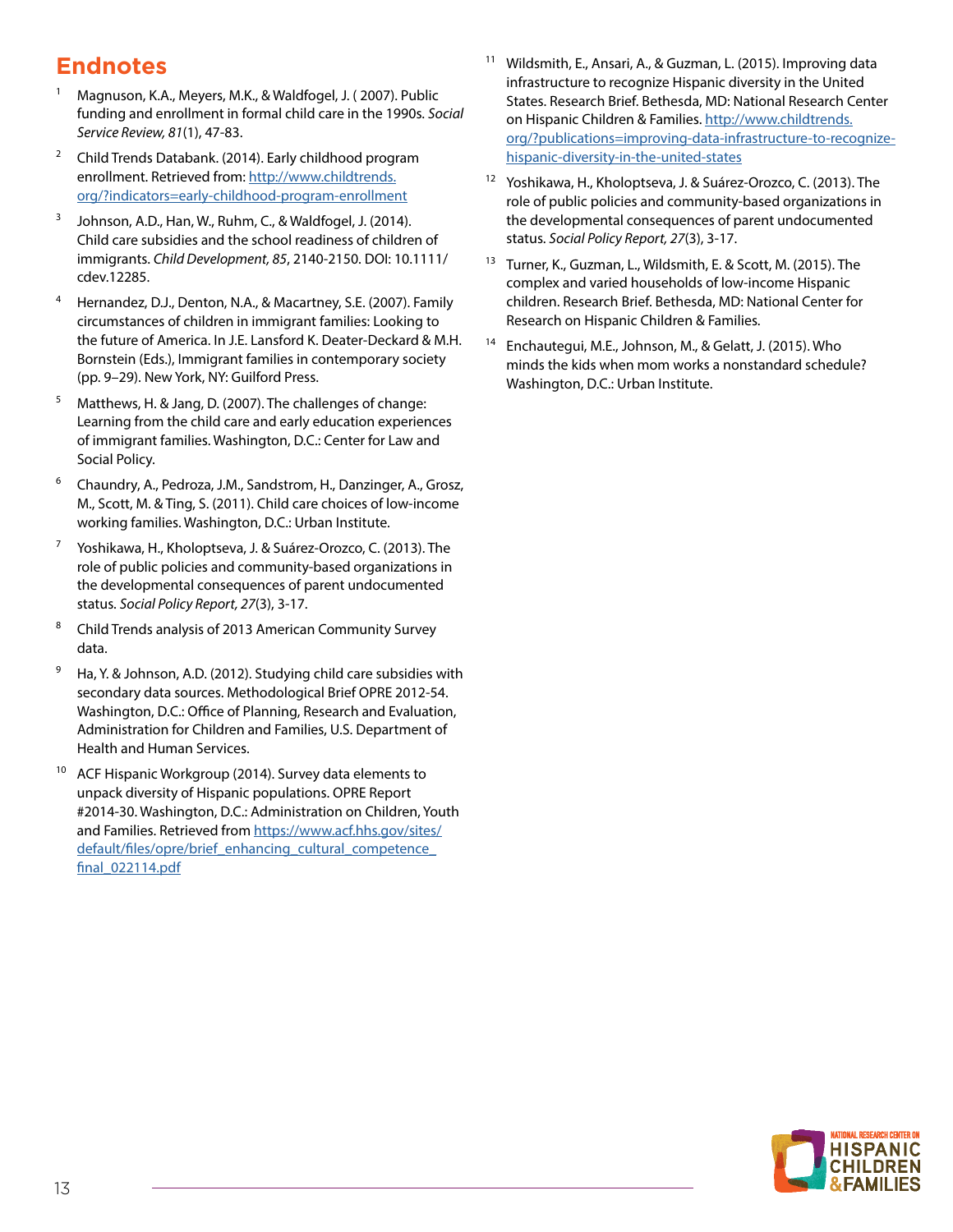## Endnotes

1. Magnuson, K.A., Meyers, M.K., & Waldfogel, J. ( 2007). Public funding and enrollment in formal child care in the 1990s. *Social Service Review, 81*(1), 47-83.

2. Child Trends Databank. (2014). Early childhood program enrollment. Retrieved from: http://www.childtrends.org/?indicators=early-childhood-program-enrollment

3. Johnson, A.D., Han, W., Ruhm, C., & Waldfogel, J. (2014). Child care subsidies and the school readiness of children of immigrants. *Child Development, 85*, 2140-2150. DOI: 10.1111/cdev.12285.

4. Hernandez, D.J., Denton, N.A., & Macartney, S.E. (2007). Family circumstances of children in immigrant families: Looking to the future of America. In J.E. Lansford K. Deater-Deckard & M.H. Bornstein (Eds.), Immigrant families in contemporary society (pp. 9–29). New York, NY: Guilford Press.

5. Matthews, H. & Jang, D. (2007). The challenges of change: Learning from the child care and early education experiences of immigrant families. Washington, D.C.: Center for Law and Social Policy.

6. Chaundry, A., Pedroza, J.M., Sandstrom, H., Danzinger, A., Grosz, M., Scott, M. & Ting, S. (2011). Child care choices of low-income working families. Washington, D.C.: Urban Institute.

7. Yoshikawa, H., Kholoptseva, J. & Suárez-Orozco, C. (2013). The role of public policies and community-based organizations in the developmental consequences of parent undocumented status. *Social Policy Report, 27*(3), 3-17.

8. Child Trends analysis of 2013 American Community Survey data.

9. Ha, Y. & Johnson, A.D. (2012). Studying child care subsidies with secondary data sources. Methodological Brief OPRE 2012-54. Washington, D.C.: Office of Planning, Research and Evaluation, Administration for Children and Families, U.S. Department of Health and Human Services.

10. ACF Hispanic Workgroup (2014). Survey data elements to unpack diversity of Hispanic populations. OPRE Report #2014-30. Washington, D.C.: Administration on Children, Youth and Families. Retrieved from https://www.acf.hhs.gov/sites/default/files/opre/brief_enhancing_cultural_competence_final_022114.pdf

11. Wildsmith, E., Ansari, A., & Guzman, L. (2015). Improving data infrastructure to recognize Hispanic diversity in the United States. Research Brief. Bethesda, MD: National Research Center on Hispanic Children & Families. http://www.childtrends.org/?publications=improving-data-infrastructure-to-recognize-hispanic-diversity-in-the-united-states

12. Yoshikawa, H., Kholoptseva, J. & Suárez-Orozco, C. (2013). The role of public policies and community-based organizations in the developmental consequences of parent undocumented status. *Social Policy Report, 27*(3), 3-17.

13. Turner, K., Guzman, L., Wildsmith, E. & Scott, M. (2015). The complex and varied households of low-income Hispanic children. Research Brief. Bethesda, MD: National Center for Research on Hispanic Children & Families.

14. Enchautegui, M.E., Johnson, M., & Gelatt, J. (2015). Who minds the kids when mom works a nonstandard schedule? Washington, D.C.: Urban Institute.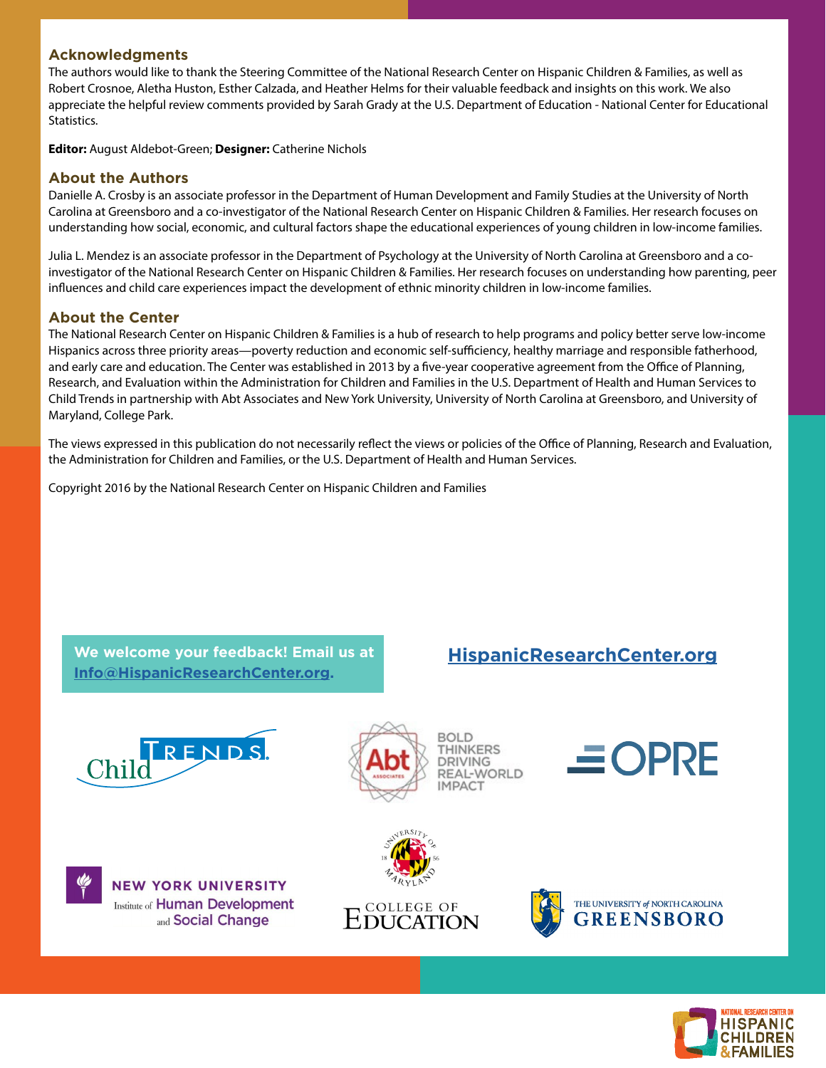## Acknowledgments

The authors would like to thank the Steering Committee of the National Research Center on Hispanic Children & Families, as well as Robert Crosnoe, Aletha Huston, Esther Calzada, and Heather Helms for their valuable feedback and insights on this work. We also appreciate the helpful review comments provided by Sarah Grady at the U.S. Department of Education - National Center for Educational Statistics.

**Editor:** August Aldebot-Green; **Designer:** Catherine Nichols

## About the Authors

Danielle A. Crosby is an associate professor in the Department of Human Development and Family Studies at the University of North Carolina at Greensboro and a co-investigator of the National Research Center on Hispanic Children & Families. Her research focuses on understanding how social, economic, and cultural factors shape the educational experiences of young children in low-income families.

Julia L. Mendez is an associate professor in the Department of Psychology at the University of North Carolina at Greensboro and a co-investigator of the National Research Center on Hispanic Children & Families. Her research focuses on understanding how parenting, peer influences and child care experiences impact the development of ethnic minority children in low-income families.

## About the Center

The National Research Center on Hispanic Children & Families is a hub of research to help programs and policy better serve low-income Hispanics across three priority areas—poverty reduction and economic self-sufficiency, healthy marriage and responsible fatherhood, and early care and education. The Center was established in 2013 by a five-year cooperative agreement from the Office of Planning, Research, and Evaluation within the Administration for Children and Families in the U.S. Department of Health and Human Services to Child Trends in partnership with Abt Associates and New York University, University of North Carolina at Greensboro, and University of Maryland, College Park.

The views expressed in this publication do not necessarily reflect the views or policies of the Office of Planning, Research and Evaluation, the Administration for Children and Families, or the U.S. Department of Health and Human Services.

Copyright 2016 by the National Research Center on Hispanic Children and Families

**We welcome your feedback! Email us at Info@HispanicResearchCenter.org.**

**HispanicResearchCenter.org**